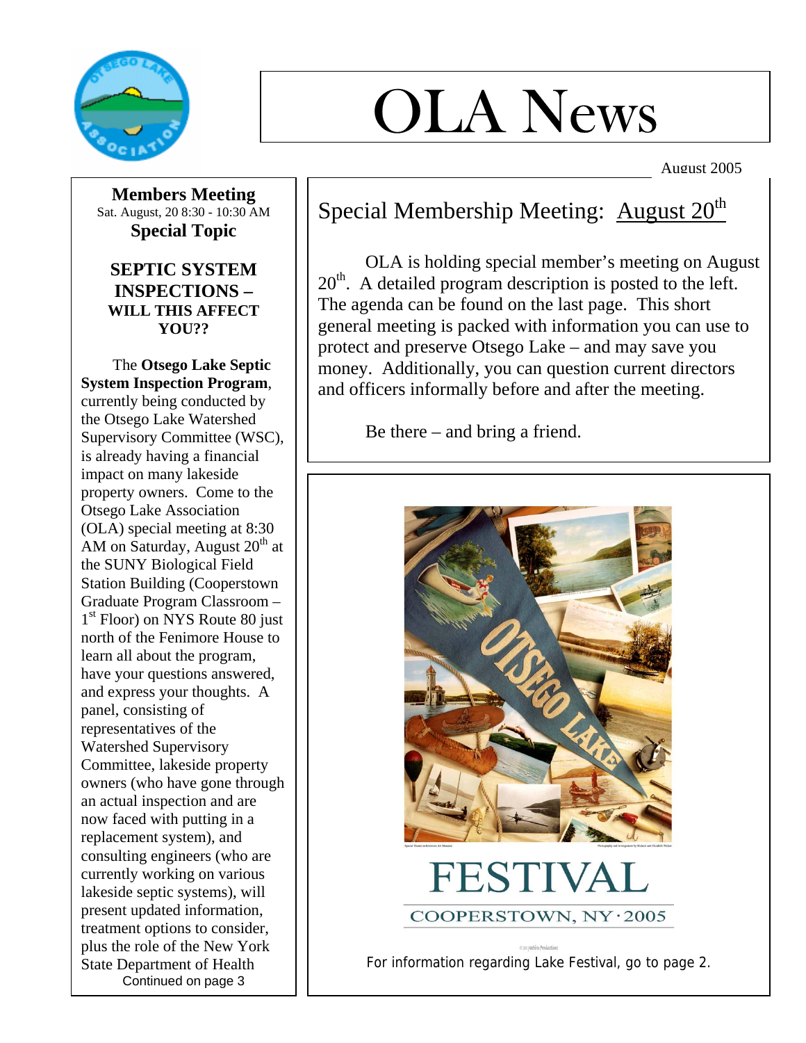# OLA News

August 2005

**Members Meeting**
Sat. August, 20 8:30 - 10:30 AM
**Special Topic**

## SEPTIC SYSTEM INSPECTIONS – WILL THIS AFFECT YOU??

The **Otsego Lake Septic System Inspection Program**, currently being conducted by the Otsego Lake Watershed Supervisory Committee (WSC), is already having a financial impact on many lakeside property owners. Come to the Otsego Lake Association (OLA) special meeting at 8:30 AM on Saturday, August 20th at the SUNY Biological Field Station Building (Cooperstown Graduate Program Classroom – 1st Floor) on NYS Route 80 just north of the Fenimore House to learn all about the program, have your questions answered, and express your thoughts. A panel, consisting of representatives of the Watershed Supervisory Committee, lakeside property owners (who have gone through an actual inspection and are now faced with putting in a replacement system), and consulting engineers (who are currently working on various lakeside septic systems), will present updated information, treatment options to consider, plus the role of the New York State Department of Health

Continued on page 3

## Special Membership Meeting: August 20th

OLA is holding special member's meeting on August 20th. A detailed program description is posted to the left. The agenda can be found on the last page. This short general meeting is packed with information you can use to protect and preserve Otsego Lake – and may save you money. Additionally, you can question current directors and officers informally before and after the meeting.

Be there – and bring a friend.

OTSEGO LAKE

FESTIVAL

COOPERSTOWN, NY · 2005

For information regarding Lake Festival, go to page 2.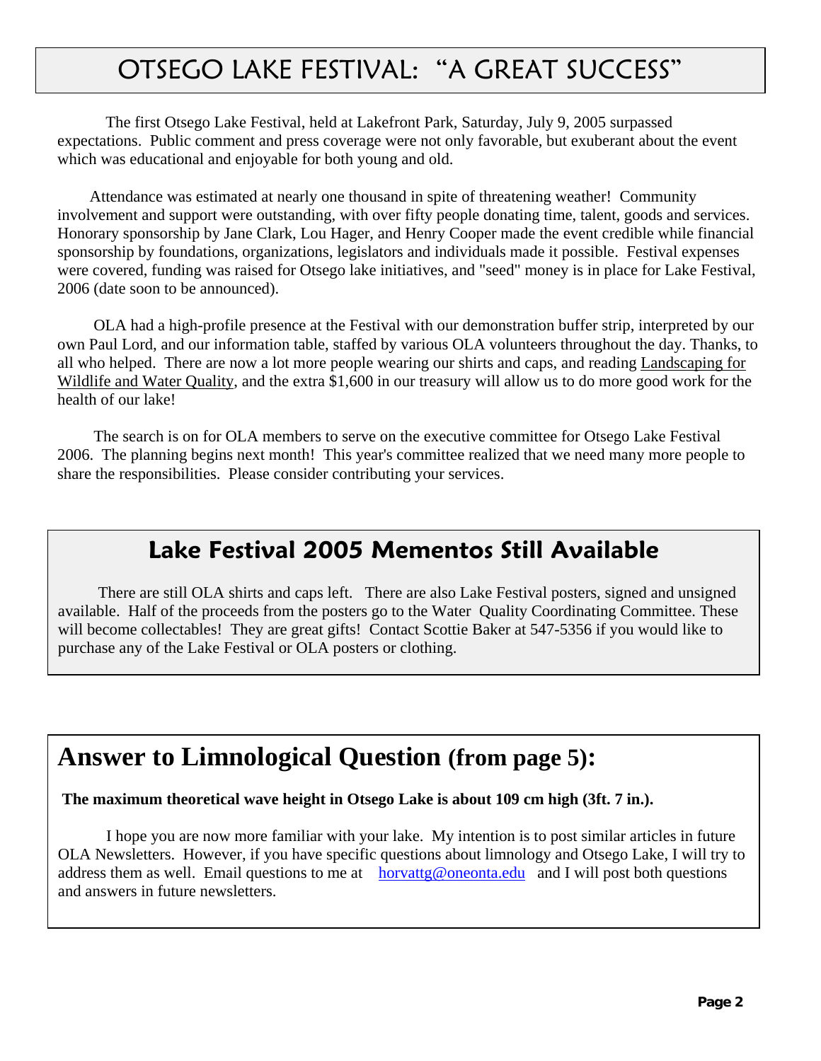# OTSEGO LAKE FESTIVAL: "A GREAT SUCCESS"

The first Otsego Lake Festival, held at Lakefront Park, Saturday, July 9, 2005 surpassed expectations. Public comment and press coverage were not only favorable, but exuberant about the event which was educational and enjoyable for both young and old.

Attendance was estimated at nearly one thousand in spite of threatening weather! Community involvement and support were outstanding, with over fifty people donating time, talent, goods and services. Honorary sponsorship by Jane Clark, Lou Hager, and Henry Cooper made the event credible while financial sponsorship by foundations, organizations, legislators and individuals made it possible. Festival expenses were covered, funding was raised for Otsego lake initiatives, and "seed" money is in place for Lake Festival, 2006 (date soon to be announced).

OLA had a high-profile presence at the Festival with our demonstration buffer strip, interpreted by our own Paul Lord, and our information table, staffed by various OLA volunteers throughout the day. Thanks, to all who helped. There are now a lot more people wearing our shirts and caps, and reading Landscaping for Wildlife and Water Quality, and the extra $1,600 in our treasury will allow us to do more good work for the health of our lake!

The search is on for OLA members to serve on the executive committee for Otsego Lake Festival 2006. The planning begins next month! This year's committee realized that we need many more people to share the responsibilities. Please consider contributing your services.

## Lake Festival 2005 Mementos Still Available

There are still OLA shirts and caps left. There are also Lake Festival posters, signed and unsigned available. Half of the proceeds from the posters go to the Water Quality Coordinating Committee. These will become collectables! They are great gifts! Contact Scottie Baker at 547-5356 if you would like to purchase any of the Lake Festival or OLA posters or clothing.

## Answer to Limnological Question (from page 5):

**The maximum theoretical wave height in Otsego Lake is about 109 cm high (3ft. 7 in.).**

I hope you are now more familiar with your lake. My intention is to post similar articles in future OLA Newsletters. However, if you have specific questions about limnology and Otsego Lake, I will try to address them as well. Email questions to me at horvattg@oneonta.edu and I will post both questions and answers in future newsletters.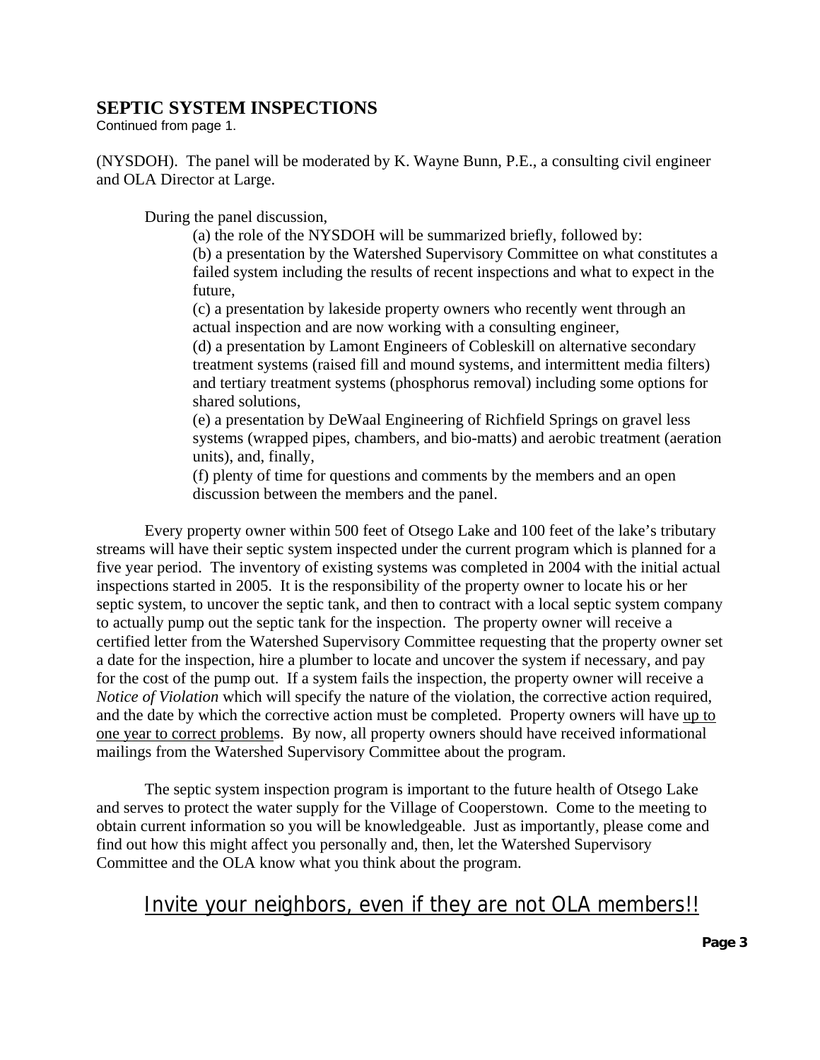## SEPTIC SYSTEM INSPECTIONS

Continued from page 1.

(NYSDOH). The panel will be moderated by K. Wayne Bunn, P.E., a consulting civil engineer and OLA Director at Large.

During the panel discussion,

(a) the role of the NYSDOH will be summarized briefly, followed by:

(b) a presentation by the Watershed Supervisory Committee on what constitutes a failed system including the results of recent inspections and what to expect in the future,

(c) a presentation by lakeside property owners who recently went through an actual inspection and are now working with a consulting engineer,

(d) a presentation by Lamont Engineers of Cobleskill on alternative secondary treatment systems (raised fill and mound systems, and intermittent media filters) and tertiary treatment systems (phosphorus removal) including some options for shared solutions,

(e) a presentation by DeWaal Engineering of Richfield Springs on gravel less systems (wrapped pipes, chambers, and bio-matts) and aerobic treatment (aeration units), and, finally,

(f) plenty of time for questions and comments by the members and an open discussion between the members and the panel.

Every property owner within 500 feet of Otsego Lake and 100 feet of the lake's tributary streams will have their septic system inspected under the current program which is planned for a five year period. The inventory of existing systems was completed in 2004 with the initial actual inspections started in 2005. It is the responsibility of the property owner to locate his or her septic system, to uncover the septic tank, and then to contract with a local septic system company to actually pump out the septic tank for the inspection. The property owner will receive a certified letter from the Watershed Supervisory Committee requesting that the property owner set a date for the inspection, hire a plumber to locate and uncover the system if necessary, and pay for the cost of the pump out. If a system fails the inspection, the property owner will receive a *Notice of Violation* which will specify the nature of the violation, the corrective action required, and the date by which the corrective action must be completed. Property owners will have up to one year to correct problems. By now, all property owners should have received informational mailings from the Watershed Supervisory Committee about the program.

The septic system inspection program is important to the future health of Otsego Lake and serves to protect the water supply for the Village of Cooperstown. Come to the meeting to obtain current information so you will be knowledgeable. Just as importantly, please come and find out how this might affect you personally and, then, let the Watershed Supervisory Committee and the OLA know what you think about the program.

Invite your neighbors, even if they are not OLA members!!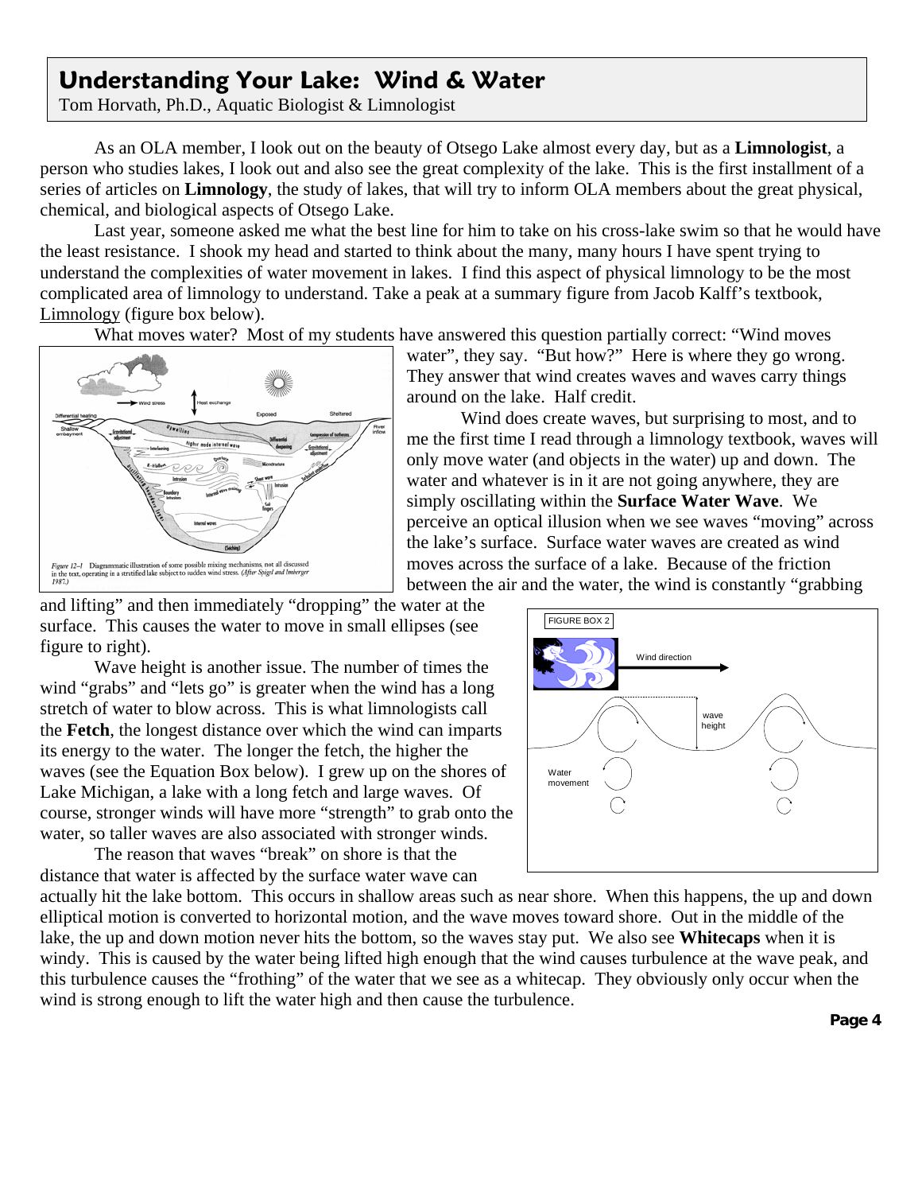# Understanding Your Lake: Wind & Water

Tom Horvath, Ph.D., Aquatic Biologist & Limnologist

As an OLA member, I look out on the beauty of Otsego Lake almost every day, but as a **Limnologist**, a person who studies lakes, I look out and also see the great complexity of the lake. This is the first installment of a series of articles on **Limnology**, the study of lakes, that will try to inform OLA members about the great physical, chemical, and biological aspects of Otsego Lake.

Last year, someone asked me what the best line for him to take on his cross-lake swim so that he would have the least resistance. I shook my head and started to think about the many, many hours I have spent trying to understand the complexities of water movement in lakes. I find this aspect of physical limnology to be the most complicated area of limnology to understand. Take a peak at a summary figure from Jacob Kalff's textbook, Limnology (figure box below).

What moves water? Most of my students have answered this question partially correct: "Wind moves water", they say. "But how?" Here is where they go wrong. They answer that wind creates waves and waves carry things around on the lake. Half credit.

*Figure 12–1* Diagrammatic illustration of some possible mixing mechanisms, not all discussed in the text, operating in a stratified lake subject to sudden wind stress. (After Spigel and Imberger 1987.)

Wind does create waves, but surprising to most, and to me the first time I read through a limnology textbook, waves will only move water (and objects in the water) up and down. The water and whatever is in it are not going anywhere, they are simply oscillating within the **Surface Water Wave**. We perceive an optical illusion when we see waves "moving" across the lake's surface. Surface water waves are created as wind moves across the surface of a lake. Because of the friction between the air and the water, the wind is constantly "grabbing and lifting" and then immediately "dropping" the water at the surface. This causes the water to move in small ellipses (see figure to right).

FIGURE BOX 2

Wave height is another issue. The number of times the wind "grabs" and "lets go" is greater when the wind has a long stretch of water to blow across. This is what limnologists call the **Fetch**, the longest distance over which the wind can imparts its energy to the water. The longer the fetch, the higher the waves (see the Equation Box below). I grew up on the shores of Lake Michigan, a lake with a long fetch and large waves. Of course, stronger winds will have more "strength" to grab onto the water, so taller waves are also associated with stronger winds.

The reason that waves "break" on shore is that the distance that water is affected by the surface water wave can actually hit the lake bottom. This occurs in shallow areas such as near shore. When this happens, the up and down elliptical motion is converted to horizontal motion, and the wave moves toward shore. Out in the middle of the lake, the up and down motion never hits the bottom, so the waves stay put. We also see **Whitecaps** when it is windy. This is caused by the water being lifted high enough that the wind causes turbulence at the wave peak, and this turbulence causes the "frothing" of the water that we see as a whitecap. They obviously only occur when the wind is strong enough to lift the water high and then cause the turbulence.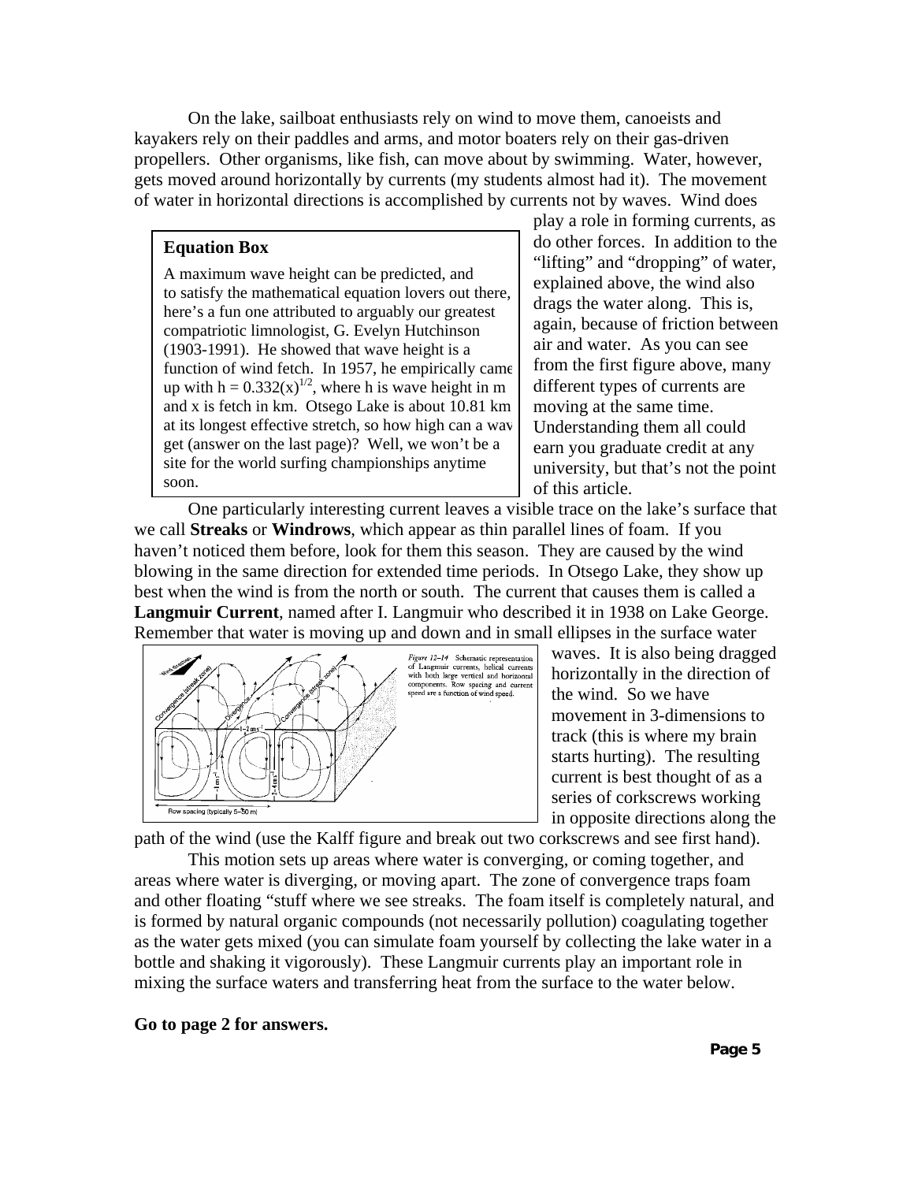On the lake, sailboat enthusiasts rely on wind to move them, canoeists and kayakers rely on their paddles and arms, and motor boaters rely on their gas-driven propellers. Other organisms, like fish, can move about by swimming. Water, however, gets moved around horizontally by currents (my students almost had it). The movement of water in horizontal directions is accomplished by currents not by waves. Wind does play a role in forming currents, as do other forces. In addition to the "lifting" and "dropping" of water, explained above, the wind also drags the water along. This is, again, because of friction between air and water. As you can see from the first figure above, many different types of currents are moving at the same time. Understanding them all could earn you graduate credit at any university, but that's not the point of this article.

> **Equation Box**
>
> A maximum wave height can be predicted, and to satisfy the mathematical equation lovers out there, here's a fun one attributed to arguably our greatest compatriotic limnologist, G. Evelyn Hutchinson (1903-1991). He showed that wave height is a function of wind fetch. In 1957, he empirically came up with $h = 0.332(x)^{1/2}$, where h is wave height in m and x is fetch in km. Otsego Lake is about 10.81 km at its longest effective stretch, so how high can a wave get (answer on the last page)? Well, we won't be a site for the world surfing championships anytime soon.

One particularly interesting current leaves a visible trace on the lake's surface that we call **Streaks** or **Windrows**, which appear as thin parallel lines of foam. If you haven't noticed them before, look for them this season. They are caused by the wind blowing in the same direction for extended time periods. In Otsego Lake, they show up best when the wind is from the north or south. The current that causes them is called a **Langmuir Current**, named after I. Langmuir who described it in 1938 on Lake George. Remember that water is moving up and down and in small ellipses in the surface water waves. It is also being dragged horizontally in the direction of the wind. So we have movement in 3-dimensions to track (this is where my brain starts hurting). The resulting current is best thought of as a series of corkscrews working in opposite directions along the path of the wind (use the Kalff figure and break out two corkscrews and see first hand).

*Figure 12–14* Schematic representation of Langmuir currents, helical currents with both large vertical and horizontal components. Row spacing and current speed are a function of wind speed.

This motion sets up areas where water is converging, or coming together, and areas where water is diverging, or moving apart. The zone of convergence traps foam and other floating "stuff where we see streaks. The foam itself is completely natural, and is formed by natural organic compounds (not necessarily pollution) coagulating together as the water gets mixed (you can simulate foam yourself by collecting the lake water in a bottle and shaking it vigorously). These Langmuir currents play an important role in mixing the surface waters and transferring heat from the surface to the water below.

**Go to page 2 for answers.**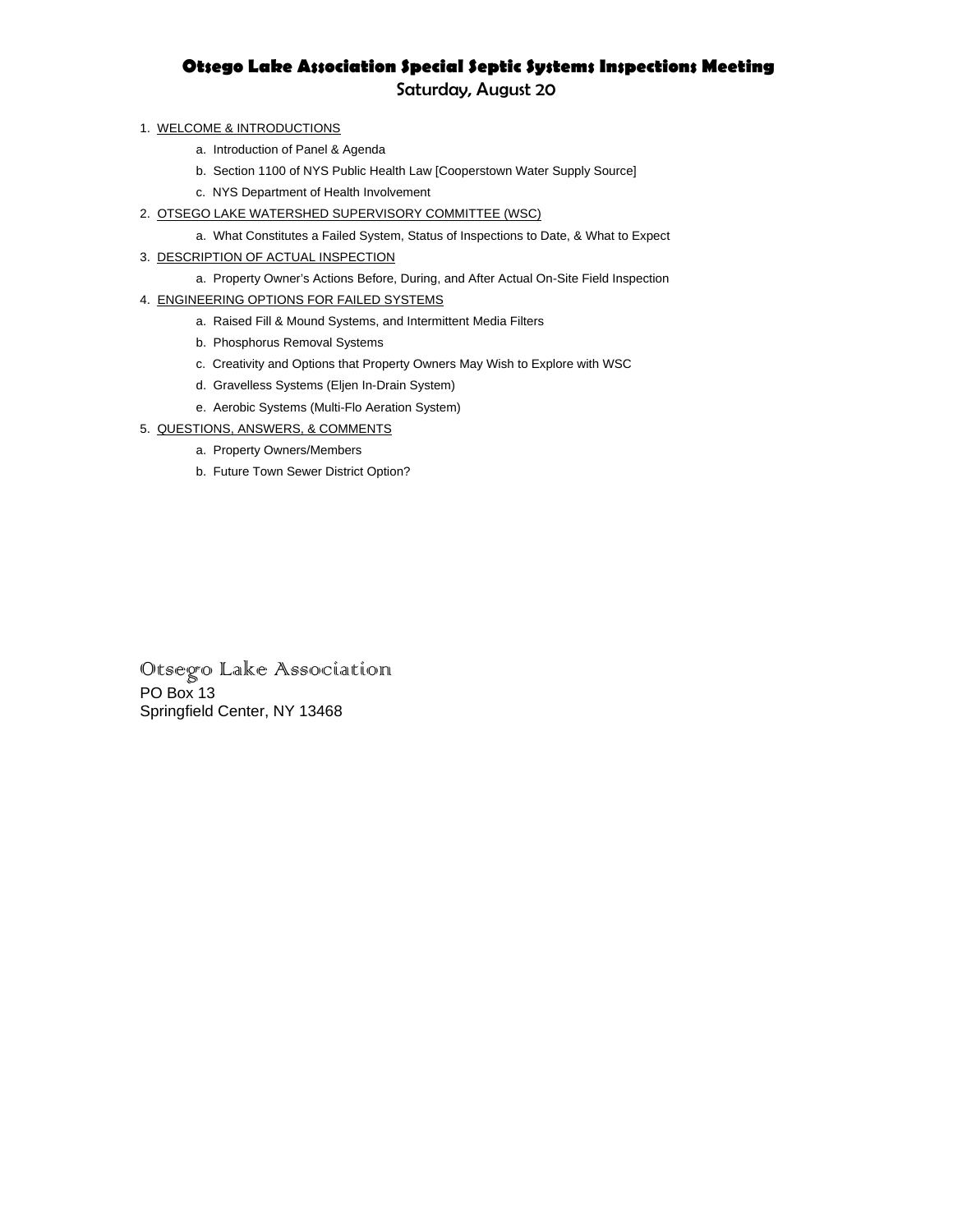# Otsego Lake Association Special Septic Systems Inspections Meeting

Saturday, August 20

1. WELCOME & INTRODUCTIONS
   a. Introduction of Panel & Agenda
   b. Section 1100 of NYS Public Health Law [Cooperstown Water Supply Source]
   c. NYS Department of Health Involvement
2. OTSEGO LAKE WATERSHED SUPERVISORY COMMITTEE (WSC)
   a. What Constitutes a Failed System, Status of Inspections to Date, & What to Expect
3. DESCRIPTION OF ACTUAL INSPECTION
   a. Property Owner's Actions Before, During, and After Actual On-Site Field Inspection
4. ENGINEERING OPTIONS FOR FAILED SYSTEMS
   a. Raised Fill & Mound Systems, and Intermittent Media Filters
   b. Phosphorus Removal Systems
   c. Creativity and Options that Property Owners May Wish to Explore with WSC
   d. Gravelless Systems (Eljen In-Drain System)
   e. Aerobic Systems (Multi-Flo Aeration System)
5. QUESTIONS, ANSWERS, & COMMENTS
   a. Property Owners/Members
   b. Future Town Sewer District Option?

Otsego Lake Association
PO Box 13
Springfield Center, NY 13468